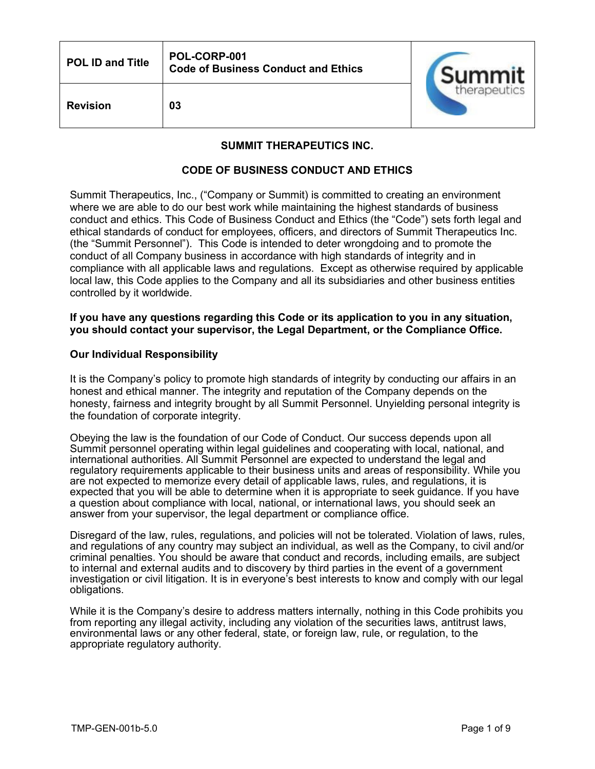| POL ID and Title | POL-CORP-001<br>Code of Business Conduct and Ethics |
|---|---|
| Revision | 03 |

**SUMMIT THERAPEUTICS INC.**

**CODE OF BUSINESS CONDUCT AND ETHICS**

Summit Therapeutics, Inc., ("Company or Summit) is committed to creating an environment where we are able to do our best work while maintaining the highest standards of business conduct and ethics. This Code of Business Conduct and Ethics (the "Code") sets forth legal and ethical standards of conduct for employees, officers, and directors of Summit Therapeutics Inc. (the "Summit Personnel"). This Code is intended to deter wrongdoing and to promote the conduct of all Company business in accordance with high standards of integrity and in compliance with all applicable laws and regulations. Except as otherwise required by applicable local law, this Code applies to the Company and all its subsidiaries and other business entities controlled by it worldwide.

**If you have any questions regarding this Code or its application to you in any situation, you should contact your supervisor, the Legal Department, or the Compliance Office.**

**Our Individual Responsibility**

It is the Company's policy to promote high standards of integrity by conducting our affairs in an honest and ethical manner. The integrity and reputation of the Company depends on the honesty, fairness and integrity brought by all Summit Personnel. Unyielding personal integrity is the foundation of corporate integrity.

Obeying the law is the foundation of our Code of Conduct. Our success depends upon all Summit personnel operating within legal guidelines and cooperating with local, national, and international authorities. All Summit Personnel are expected to understand the legal and regulatory requirements applicable to their business units and areas of responsibility. While you are not expected to memorize every detail of applicable laws, rules, and regulations, it is expected that you will be able to determine when it is appropriate to seek guidance. If you have a question about compliance with local, national, or international laws, you should seek an answer from your supervisor, the legal department or compliance office.

Disregard of the law, rules, regulations, and policies will not be tolerated. Violation of laws, rules, and regulations of any country may subject an individual, as well as the Company, to civil and/or criminal penalties. You should be aware that conduct and records, including emails, are subject to internal and external audits and to discovery by third parties in the event of a government investigation or civil litigation. It is in everyone's best interests to know and comply with our legal obligations.

While it is the Company's desire to address matters internally, nothing in this Code prohibits you from reporting any illegal activity, including any violation of the securities laws, antitrust laws, environmental laws or any other federal, state, or foreign law, rule, or regulation, to the appropriate regulatory authority.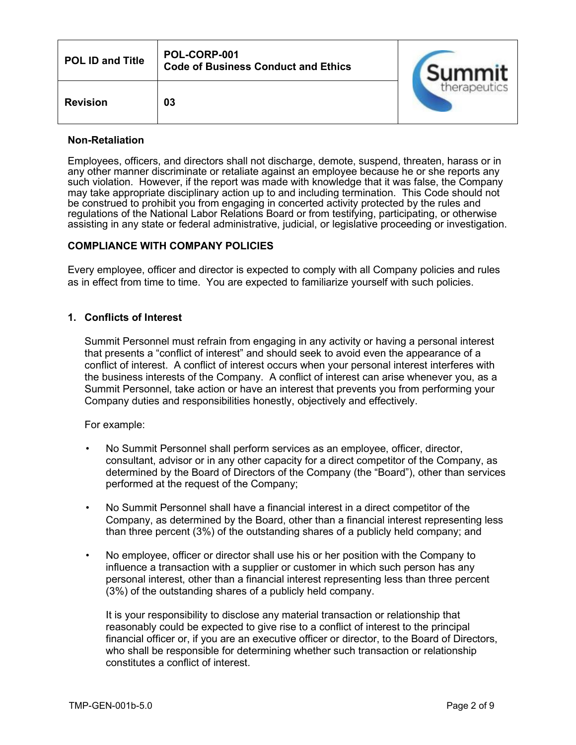**Non-Retaliation**

Employees, officers, and directors shall not discharge, demote, suspend, threaten, harass or in any other manner discriminate or retaliate against an employee because he or she reports any such violation. However, if the report was made with knowledge that it was false, the Company may take appropriate disciplinary action up to and including termination. This Code should not be construed to prohibit you from engaging in concerted activity protected by the rules and regulations of the National Labor Relations Board or from testifying, participating, or otherwise assisting in any state or federal administrative, judicial, or legislative proceeding or investigation.

## COMPLIANCE WITH COMPANY POLICIES

Every employee, officer and director is expected to comply with all Company policies and rules as in effect from time to time. You are expected to familiarize yourself with such policies.

### 1. Conflicts of Interest

Summit Personnel must refrain from engaging in any activity or having a personal interest that presents a "conflict of interest" and should seek to avoid even the appearance of a conflict of interest. A conflict of interest occurs when your personal interest interferes with the business interests of the Company. A conflict of interest can arise whenever you, as a Summit Personnel, take action or have an interest that prevents you from performing your Company duties and responsibilities honestly, objectively and effectively.

For example:

- No Summit Personnel shall perform services as an employee, officer, director, consultant, advisor or in any other capacity for a direct competitor of the Company, as determined by the Board of Directors of the Company (the "Board"), other than services performed at the request of the Company;
- No Summit Personnel shall have a financial interest in a direct competitor of the Company, as determined by the Board, other than a financial interest representing less than three percent (3%) of the outstanding shares of a publicly held company; and
- No employee, officer or director shall use his or her position with the Company to influence a transaction with a supplier or customer in which such person has any personal interest, other than a financial interest representing less than three percent (3%) of the outstanding shares of a publicly held company.

  It is your responsibility to disclose any material transaction or relationship that reasonably could be expected to give rise to a conflict of interest to the principal financial officer or, if you are an executive officer or director, to the Board of Directors, who shall be responsible for determining whether such transaction or relationship constitutes a conflict of interest.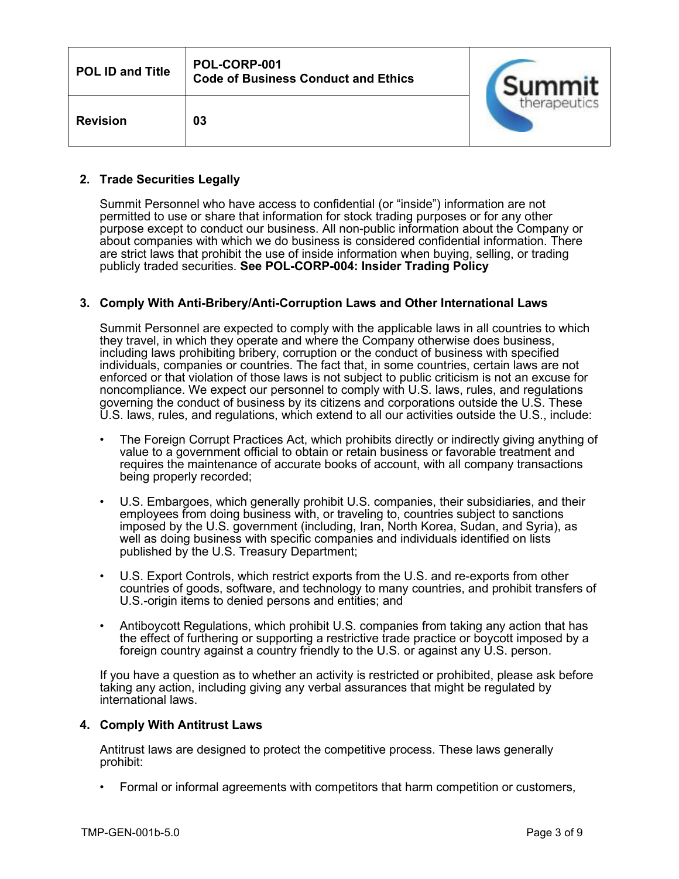## 2. Trade Securities Legally

Summit Personnel who have access to confidential (or "inside") information are not permitted to use or share that information for stock trading purposes or for any other purpose except to conduct our business. All non-public information about the Company or about companies with which we do business is considered confidential information. There are strict laws that prohibit the use of inside information when buying, selling, or trading publicly traded securities. **See POL-CORP-004: Insider Trading Policy**

## 3. Comply With Anti-Bribery/Anti-Corruption Laws and Other International Laws

Summit Personnel are expected to comply with the applicable laws in all countries to which they travel, in which they operate and where the Company otherwise does business, including laws prohibiting bribery, corruption or the conduct of business with specified individuals, companies or countries. The fact that, in some countries, certain laws are not enforced or that violation of those laws is not subject to public criticism is not an excuse for noncompliance. We expect our personnel to comply with U.S. laws, rules, and regulations governing the conduct of business by its citizens and corporations outside the U.S. These U.S. laws, rules, and regulations, which extend to all our activities outside the U.S., include:

- The Foreign Corrupt Practices Act, which prohibits directly or indirectly giving anything of value to a government official to obtain or retain business or favorable treatment and requires the maintenance of accurate books of account, with all company transactions being properly recorded;
- U.S. Embargoes, which generally prohibit U.S. companies, their subsidiaries, and their employees from doing business with, or traveling to, countries subject to sanctions imposed by the U.S. government (including, Iran, North Korea, Sudan, and Syria), as well as doing business with specific companies and individuals identified on lists published by the U.S. Treasury Department;
- U.S. Export Controls, which restrict exports from the U.S. and re-exports from other countries of goods, software, and technology to many countries, and prohibit transfers of U.S.-origin items to denied persons and entities; and
- Antiboycott Regulations, which prohibit U.S. companies from taking any action that has the effect of furthering or supporting a restrictive trade practice or boycott imposed by a foreign country against a country friendly to the U.S. or against any U.S. person.

If you have a question as to whether an activity is restricted or prohibited, please ask before taking any action, including giving any verbal assurances that might be regulated by international laws.

## 4. Comply With Antitrust Laws

Antitrust laws are designed to protect the competitive process. These laws generally prohibit:

- Formal or informal agreements with competitors that harm competition or customers,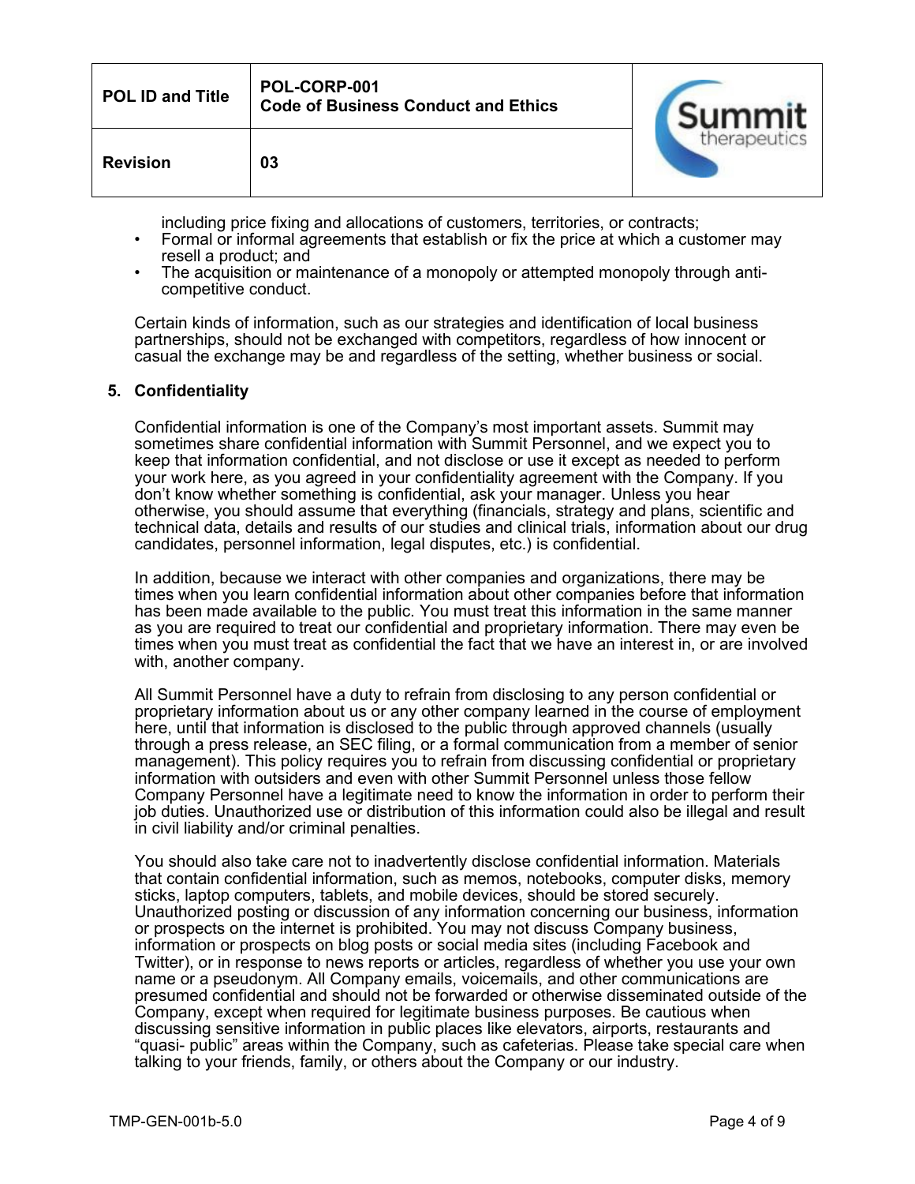including price fixing and allocations of customers, territories, or contracts;

- Formal or informal agreements that establish or fix the price at which a customer may resell a product; and
- The acquisition or maintenance of a monopoly or attempted monopoly through anti-competitive conduct.

Certain kinds of information, such as our strategies and identification of local business partnerships, should not be exchanged with competitors, regardless of how innocent or casual the exchange may be and regardless of the setting, whether business or social.

## 5. Confidentiality

Confidential information is one of the Company's most important assets. Summit may sometimes share confidential information with Summit Personnel, and we expect you to keep that information confidential, and not disclose or use it except as needed to perform your work here, as you agreed in your confidentiality agreement with the Company. If you don't know whether something is confidential, ask your manager. Unless you hear otherwise, you should assume that everything (financials, strategy and plans, scientific and technical data, details and results of our studies and clinical trials, information about our drug candidates, personnel information, legal disputes, etc.) is confidential.

In addition, because we interact with other companies and organizations, there may be times when you learn confidential information about other companies before that information has been made available to the public. You must treat this information in the same manner as you are required to treat our confidential and proprietary information. There may even be times when you must treat as confidential the fact that we have an interest in, or are involved with, another company.

All Summit Personnel have a duty to refrain from disclosing to any person confidential or proprietary information about us or any other company learned in the course of employment here, until that information is disclosed to the public through approved channels (usually through a press release, an SEC filing, or a formal communication from a member of senior management). This policy requires you to refrain from discussing confidential or proprietary information with outsiders and even with other Summit Personnel unless those fellow Company Personnel have a legitimate need to know the information in order to perform their job duties. Unauthorized use or distribution of this information could also be illegal and result in civil liability and/or criminal penalties.

You should also take care not to inadvertently disclose confidential information. Materials that contain confidential information, such as memos, notebooks, computer disks, memory sticks, laptop computers, tablets, and mobile devices, should be stored securely. Unauthorized posting or discussion of any information concerning our business, information or prospects on the internet is prohibited. You may not discuss Company business, information or prospects on blog posts or social media sites (including Facebook and Twitter), or in response to news reports or articles, regardless of whether you use your own name or a pseudonym. All Company emails, voicemails, and other communications are presumed confidential and should not be forwarded or otherwise disseminated outside of the Company, except when required for legitimate business purposes. Be cautious when discussing sensitive information in public places like elevators, airports, restaurants and "quasi- public" areas within the Company, such as cafeterias. Please take special care when talking to your friends, family, or others about the Company or our industry.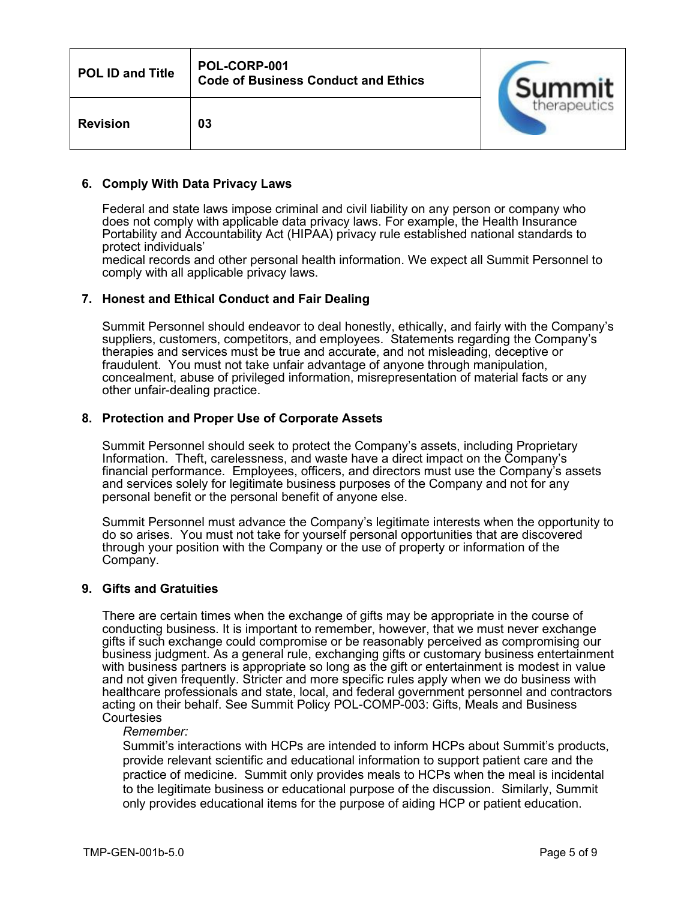## 6. Comply With Data Privacy Laws

Federal and state laws impose criminal and civil liability on any person or company who does not comply with applicable data privacy laws. For example, the Health Insurance Portability and Accountability Act (HIPAA) privacy rule established national standards to protect individuals' medical records and other personal health information. We expect all Summit Personnel to comply with all applicable privacy laws.

## 7. Honest and Ethical Conduct and Fair Dealing

Summit Personnel should endeavor to deal honestly, ethically, and fairly with the Company's suppliers, customers, competitors, and employees. Statements regarding the Company's therapies and services must be true and accurate, and not misleading, deceptive or fraudulent. You must not take unfair advantage of anyone through manipulation, concealment, abuse of privileged information, misrepresentation of material facts or any other unfair-dealing practice.

## 8. Protection and Proper Use of Corporate Assets

Summit Personnel should seek to protect the Company's assets, including Proprietary Information. Theft, carelessness, and waste have a direct impact on the Company's financial performance. Employees, officers, and directors must use the Company's assets and services solely for legitimate business purposes of the Company and not for any personal benefit or the personal benefit of anyone else.

Summit Personnel must advance the Company's legitimate interests when the opportunity to do so arises. You must not take for yourself personal opportunities that are discovered through your position with the Company or the use of property or information of the Company.

## 9. Gifts and Gratuities

There are certain times when the exchange of gifts may be appropriate in the course of conducting business. It is important to remember, however, that we must never exchange gifts if such exchange could compromise or be reasonably perceived as compromising our business judgment. As a general rule, exchanging gifts or customary business entertainment with business partners is appropriate so long as the gift or entertainment is modest in value and not given frequently. Stricter and more specific rules apply when we do business with healthcare professionals and state, local, and federal government personnel and contractors acting on their behalf. See Summit Policy POL-COMP-003: Gifts, Meals and Business Courtesies

> *Remember:*
> Summit's interactions with HCPs are intended to inform HCPs about Summit's products, provide relevant scientific and educational information to support patient care and the practice of medicine. Summit only provides meals to HCPs when the meal is incidental to the legitimate business or educational purpose of the discussion. Similarly, Summit only provides educational items for the purpose of aiding HCP or patient education.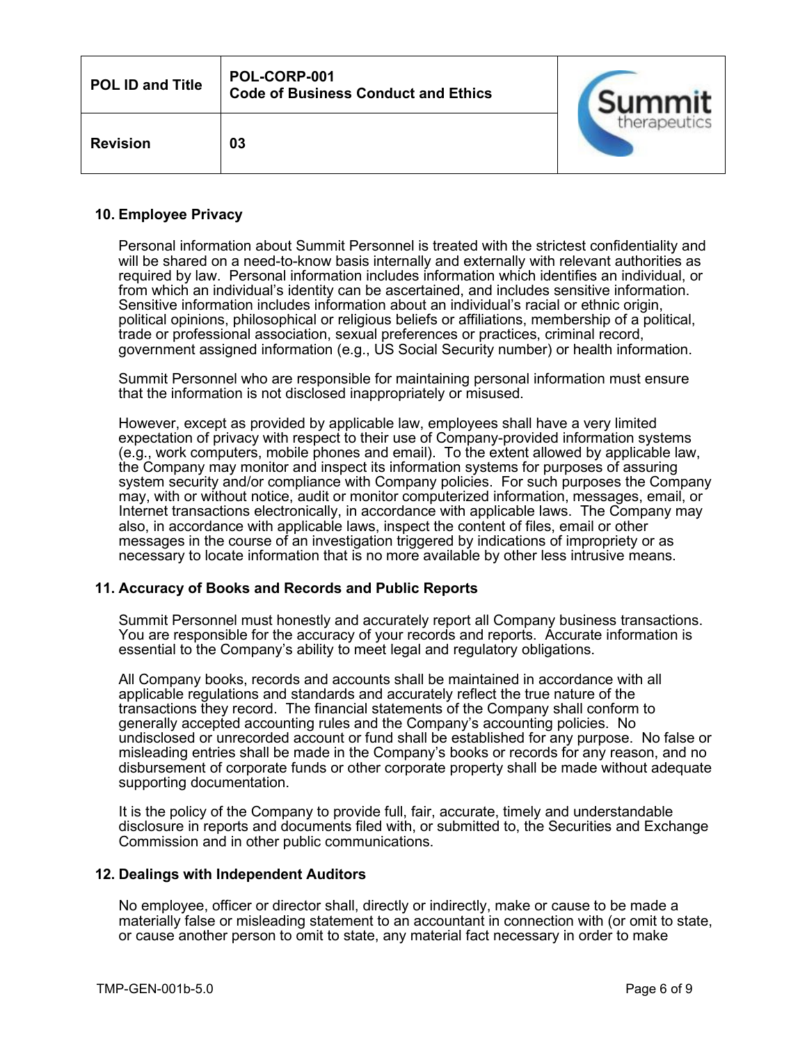## 10. Employee Privacy

Personal information about Summit Personnel is treated with the strictest confidentiality and will be shared on a need-to-know basis internally and externally with relevant authorities as required by law. Personal information includes information which identifies an individual, or from which an individual's identity can be ascertained, and includes sensitive information. Sensitive information includes information about an individual's racial or ethnic origin, political opinions, philosophical or religious beliefs or affiliations, membership of a political, trade or professional association, sexual preferences or practices, criminal record, government assigned information (e.g., US Social Security number) or health information.

Summit Personnel who are responsible for maintaining personal information must ensure that the information is not disclosed inappropriately or misused.

However, except as provided by applicable law, employees shall have a very limited expectation of privacy with respect to their use of Company-provided information systems (e.g., work computers, mobile phones and email). To the extent allowed by applicable law, the Company may monitor and inspect its information systems for purposes of assuring system security and/or compliance with Company policies. For such purposes the Company may, with or without notice, audit or monitor computerized information, messages, email, or Internet transactions electronically, in accordance with applicable laws. The Company may also, in accordance with applicable laws, inspect the content of files, email or other messages in the course of an investigation triggered by indications of impropriety or as necessary to locate information that is no more available by other less intrusive means.

## 11. Accuracy of Books and Records and Public Reports

Summit Personnel must honestly and accurately report all Company business transactions. You are responsible for the accuracy of your records and reports. Accurate information is essential to the Company's ability to meet legal and regulatory obligations.

All Company books, records and accounts shall be maintained in accordance with all applicable regulations and standards and accurately reflect the true nature of the transactions they record. The financial statements of the Company shall conform to generally accepted accounting rules and the Company's accounting policies. No undisclosed or unrecorded account or fund shall be established for any purpose. No false or misleading entries shall be made in the Company's books or records for any reason, and no disbursement of corporate funds or other corporate property shall be made without adequate supporting documentation.

It is the policy of the Company to provide full, fair, accurate, timely and understandable disclosure in reports and documents filed with, or submitted to, the Securities and Exchange Commission and in other public communications.

## 12. Dealings with Independent Auditors

No employee, officer or director shall, directly or indirectly, make or cause to be made a materially false or misleading statement to an accountant in connection with (or omit to state, or cause another person to omit to state, any material fact necessary in order to make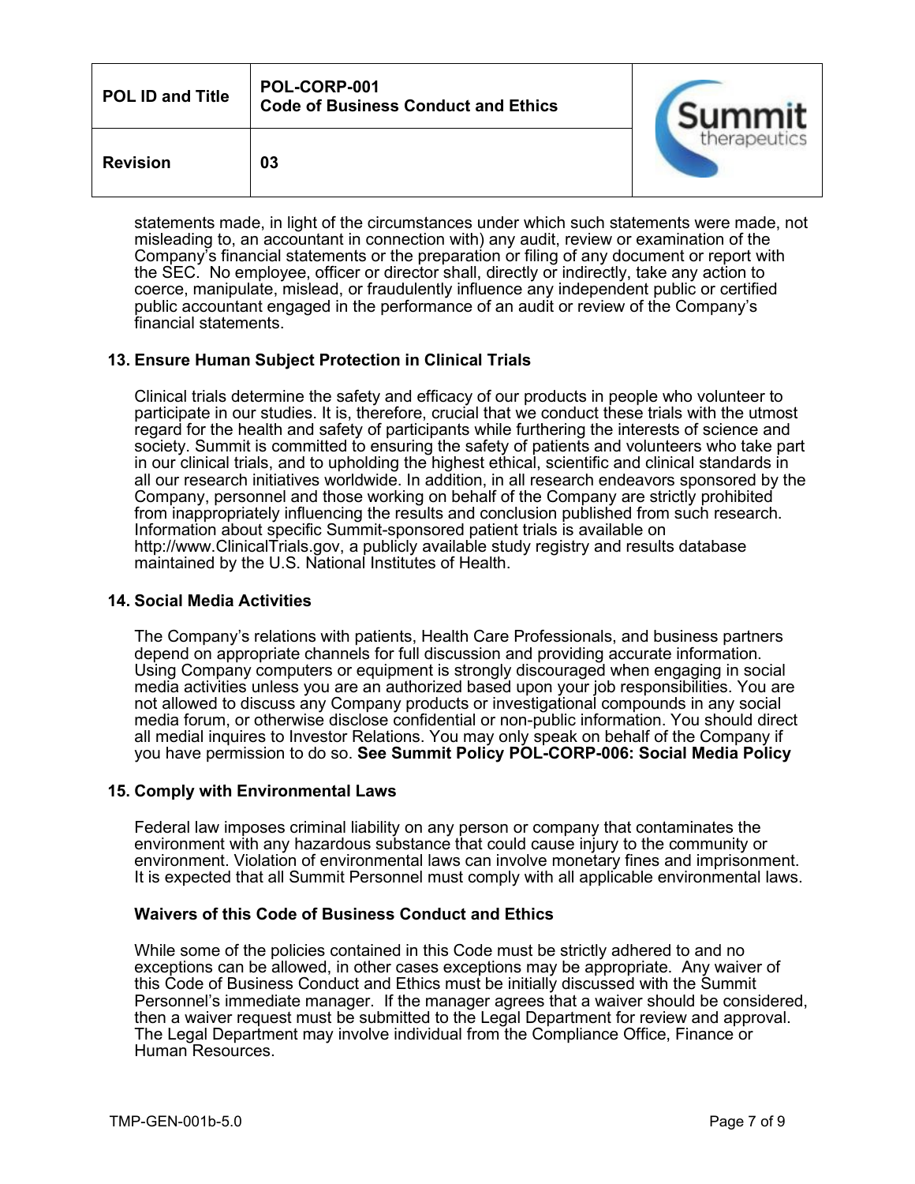statements made, in light of the circumstances under which such statements were made, not misleading to, an accountant in connection with) any audit, review or examination of the Company's financial statements or the preparation or filing of any document or report with the SEC. No employee, officer or director shall, directly or indirectly, take any action to coerce, manipulate, mislead, or fraudulently influence any independent public or certified public accountant engaged in the performance of an audit or review of the Company's financial statements.

### 13. Ensure Human Subject Protection in Clinical Trials

Clinical trials determine the safety and efficacy of our products in people who volunteer to participate in our studies. It is, therefore, crucial that we conduct these trials with the utmost regard for the health and safety of participants while furthering the interests of science and society. Summit is committed to ensuring the safety of patients and volunteers who take part in our clinical trials, and to upholding the highest ethical, scientific and clinical standards in all our research initiatives worldwide. In addition, in all research endeavors sponsored by the Company, personnel and those working on behalf of the Company are strictly prohibited from inappropriately influencing the results and conclusion published from such research. Information about specific Summit-sponsored patient trials is available on http://www.ClinicalTrials.gov, a publicly available study registry and results database maintained by the U.S. National Institutes of Health.

### 14. Social Media Activities

The Company's relations with patients, Health Care Professionals, and business partners depend on appropriate channels for full discussion and providing accurate information. Using Company computers or equipment is strongly discouraged when engaging in social media activities unless you are an authorized based upon your job responsibilities. You are not allowed to discuss any Company products or investigational compounds in any social media forum, or otherwise disclose confidential or non-public information. You should direct all medial inquires to Investor Relations. You may only speak on behalf of the Company if you have permission to do so. **See Summit Policy POL-CORP-006: Social Media Policy**

### 15. Comply with Environmental Laws

Federal law imposes criminal liability on any person or company that contaminates the environment with any hazardous substance that could cause injury to the community or environment. Violation of environmental laws can involve monetary fines and imprisonment. It is expected that all Summit Personnel must comply with all applicable environmental laws.

### Waivers of this Code of Business Conduct and Ethics

While some of the policies contained in this Code must be strictly adhered to and no exceptions can be allowed, in other cases exceptions may be appropriate. Any waiver of this Code of Business Conduct and Ethics must be initially discussed with the Summit Personnel's immediate manager. If the manager agrees that a waiver should be considered, then a waiver request must be submitted to the Legal Department for review and approval. The Legal Department may involve individual from the Compliance Office, Finance or Human Resources.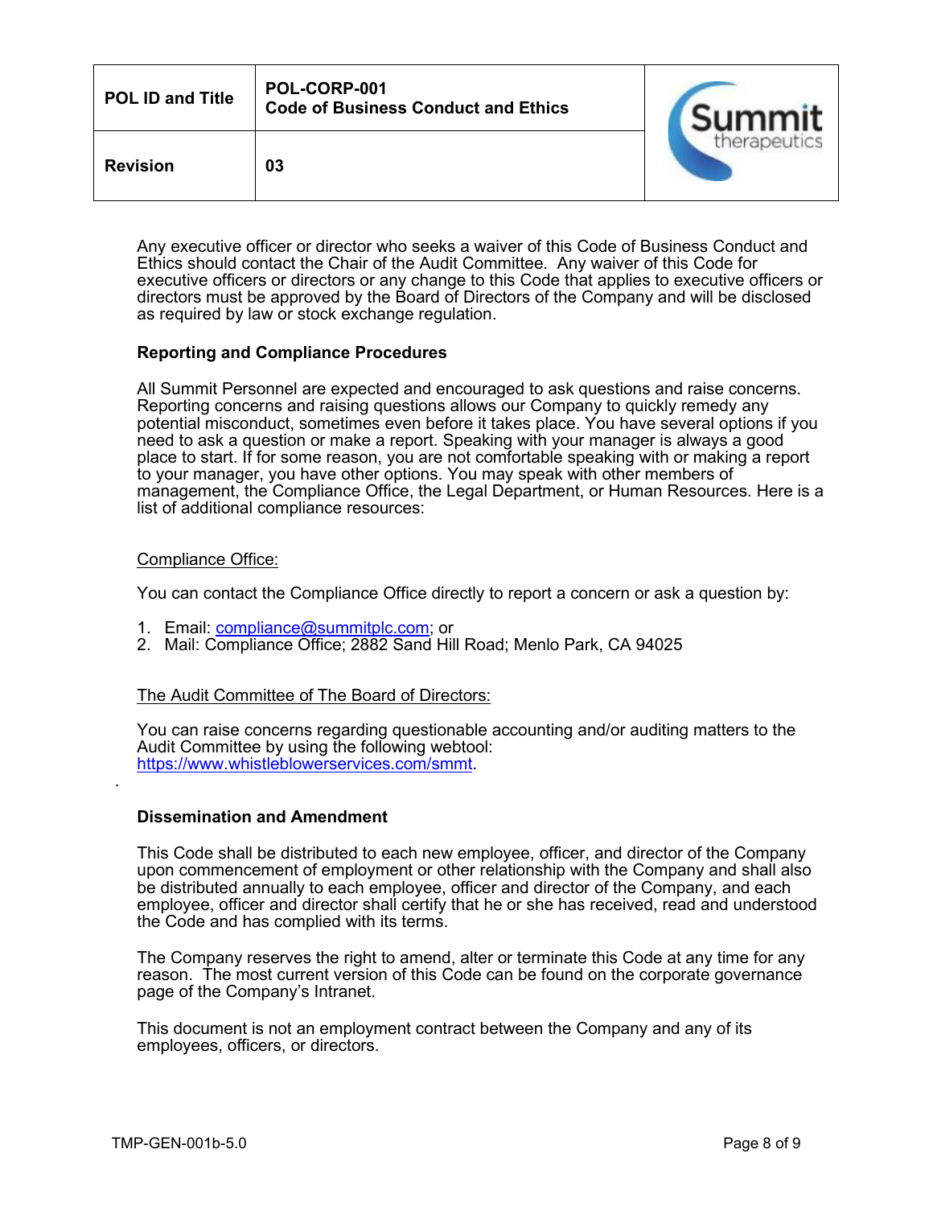Any executive officer or director who seeks a waiver of this Code of Business Conduct and Ethics should contact the Chair of the Audit Committee. Any waiver of this Code for executive officers or directors or any change to this Code that applies to executive officers or directors must be approved by the Board of Directors of the Company and will be disclosed as required by law or stock exchange regulation.

**Reporting and Compliance Procedures**

All Summit Personnel are expected and encouraged to ask questions and raise concerns. Reporting concerns and raising questions allows our Company to quickly remedy any potential misconduct, sometimes even before it takes place. You have several options if you need to ask a question or make a report. Speaking with your manager is always a good place to start. If for some reason, you are not comfortable speaking with or making a report to your manager, you have other options. You may speak with other members of management, the Compliance Office, the Legal Department, or Human Resources. Here is a list of additional compliance resources:

<u>Compliance Office:</u>

You can contact the Compliance Office directly to report a concern or ask a question by:

1. Email: compliance@summitplc.com; or
2. Mail: Compliance Office; 2882 Sand Hill Road; Menlo Park, CA 94025

<u>The Audit Committee of The Board of Directors:</u>

You can raise concerns regarding questionable accounting and/or auditing matters to the Audit Committee by using the following webtool: https://www.whistleblowerservices.com/smmt.

**Dissemination and Amendment**

This Code shall be distributed to each new employee, officer, and director of the Company upon commencement of employment or other relationship with the Company and shall also be distributed annually to each employee, officer and director of the Company, and each employee, officer and director shall certify that he or she has received, read and understood the Code and has complied with its terms.

The Company reserves the right to amend, alter or terminate this Code at any time for any reason. The most current version of this Code can be found on the corporate governance page of the Company's Intranet.

This document is not an employment contract between the Company and any of its employees, officers, or directors.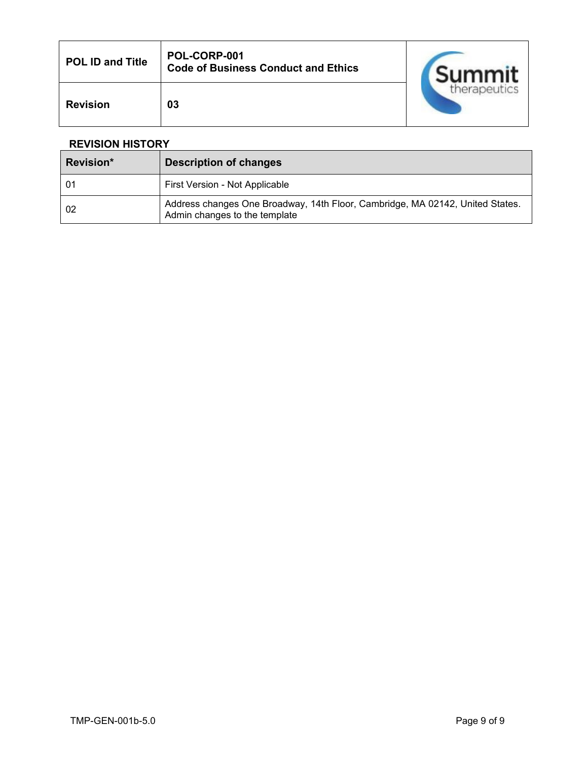| POL ID and Title | POL-CORP-001<br>Code of Business Conduct and Ethics |
|---|---|
| Revision | 03 |

## REVISION HISTORY

| Revision* | Description of changes |
|---|---|
| 01 | First Version - Not Applicable |
| 02 | Address changes One Broadway, 14th Floor, Cambridge, MA 02142, United States.<br>Admin changes to the template |